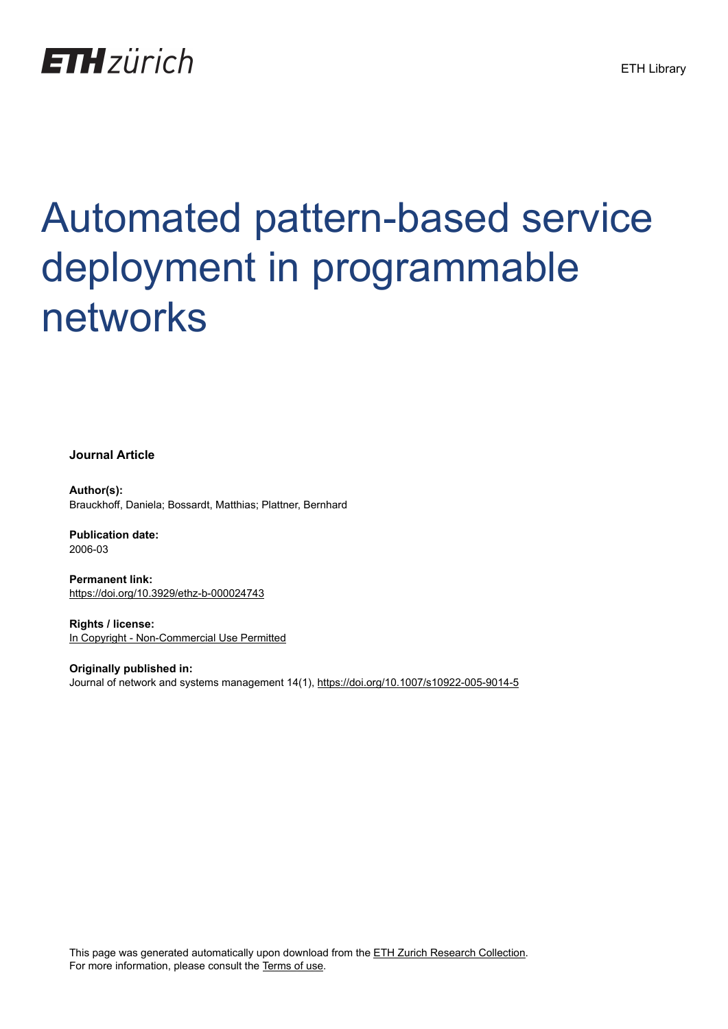ETH zürich

ETH Library

# Automated pattern-based service deployment in programmable networks

**Journal Article**

**Author(s):**
Brauckhoff, Daniela; Bossardt, Matthias; Plattner, Bernhard

**Publication date:**
2006-03

**Permanent link:**
https://doi.org/10.3929/ethz-b-000024743

**Rights / license:**
In Copyright - Non-Commercial Use Permitted

**Originally published in:**
Journal of network and systems management 14(1), https://doi.org/10.1007/s10922-005-9014-5

This page was generated automatically upon download from the ETH Zurich Research Collection.
For more information, please consult the Terms of use.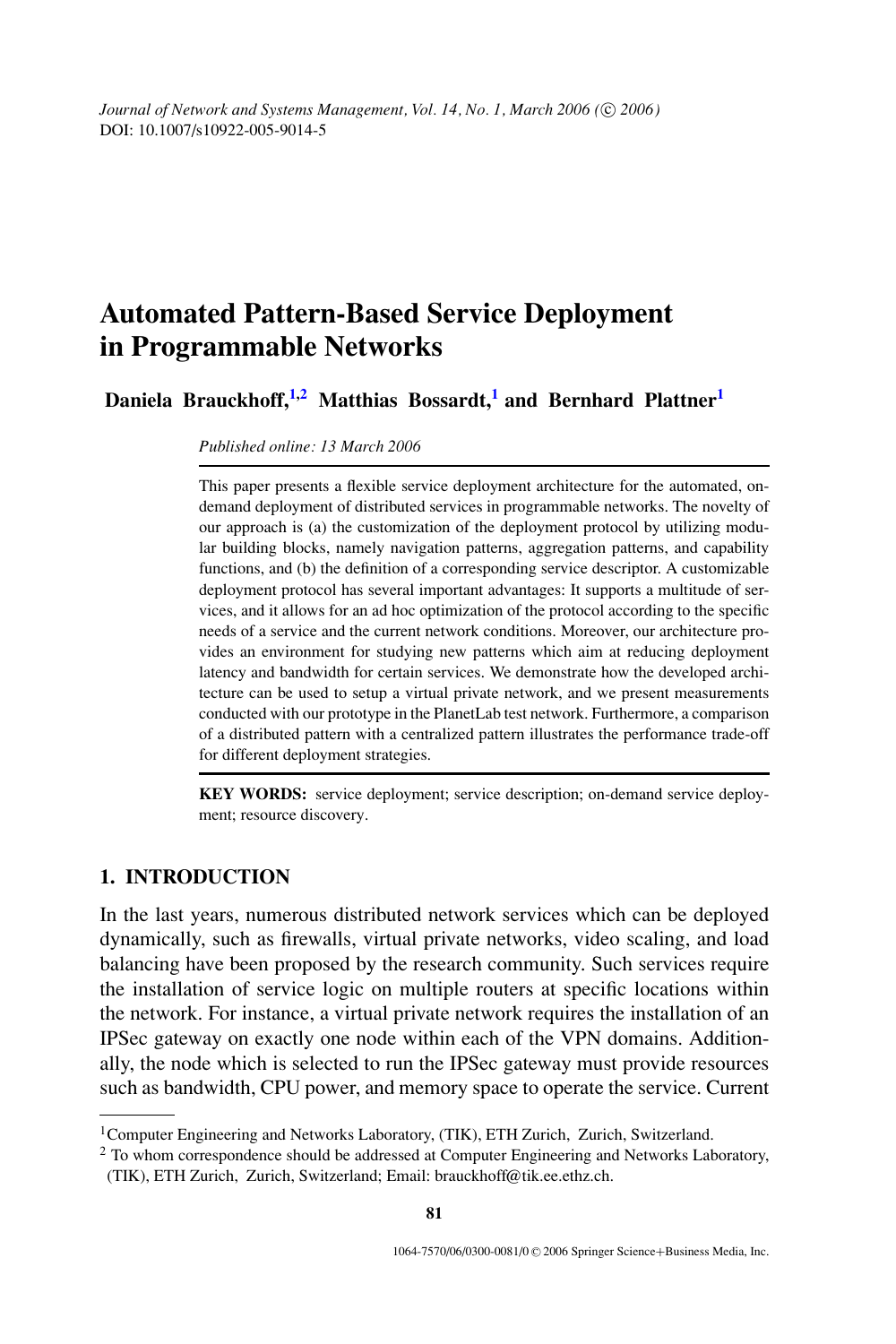*Journal of Network and Systems Management, Vol. 14, No. 1, March 2006 (© 2006)*
DOI: 10.1007/s10922-005-9014-5

# Automated Pattern-Based Service Deployment in Programmable Networks

**Daniela Brauckhoff,[1,2] Matthias Bossardt,[1] and Bernhard Plattner[1]**

*Published online: 13 March 2006*

This paper presents a flexible service deployment architecture for the automated, on-demand deployment of distributed services in programmable networks. The novelty of our approach is (a) the customization of the deployment protocol by utilizing modular building blocks, namely navigation patterns, aggregation patterns, and capability functions, and (b) the definition of a corresponding service descriptor. A customizable deployment protocol has several important advantages: It supports a multitude of services, and it allows for an ad hoc optimization of the protocol according to the specific needs of a service and the current network conditions. Moreover, our architecture provides an environment for studying new patterns which aim at reducing deployment latency and bandwidth for certain services. We demonstrate how the developed architecture can be used to setup a virtual private network, and we present measurements conducted with our prototype in the PlanetLab test network. Furthermore, a comparison of a distributed pattern with a centralized pattern illustrates the performance trade-off for different deployment strategies.

**KEY WORDS:** service deployment; service description; on-demand service deployment; resource discovery.

## 1. INTRODUCTION

In the last years, numerous distributed network services which can be deployed dynamically, such as firewalls, virtual private networks, video scaling, and load balancing have been proposed by the research community. Such services require the installation of service logic on multiple routers at specific locations within the network. For instance, a virtual private network requires the installation of an IPSec gateway on exactly one node within each of the VPN domains. Additionally, the node which is selected to run the IPSec gateway must provide resources such as bandwidth, CPU power, and memory space to operate the service. Current

[1] Computer Engineering and Networks Laboratory, (TIK), ETH Zurich, Zurich, Switzerland.

[2] To whom correspondence should be addressed at Computer Engineering and Networks Laboratory, (TIK), ETH Zurich, Zurich, Switzerland; Email: brauckhoff@tik.ee.ethz.ch.

1064-7570/06/0300-0081/0 © 2006 Springer Science+Business Media, Inc.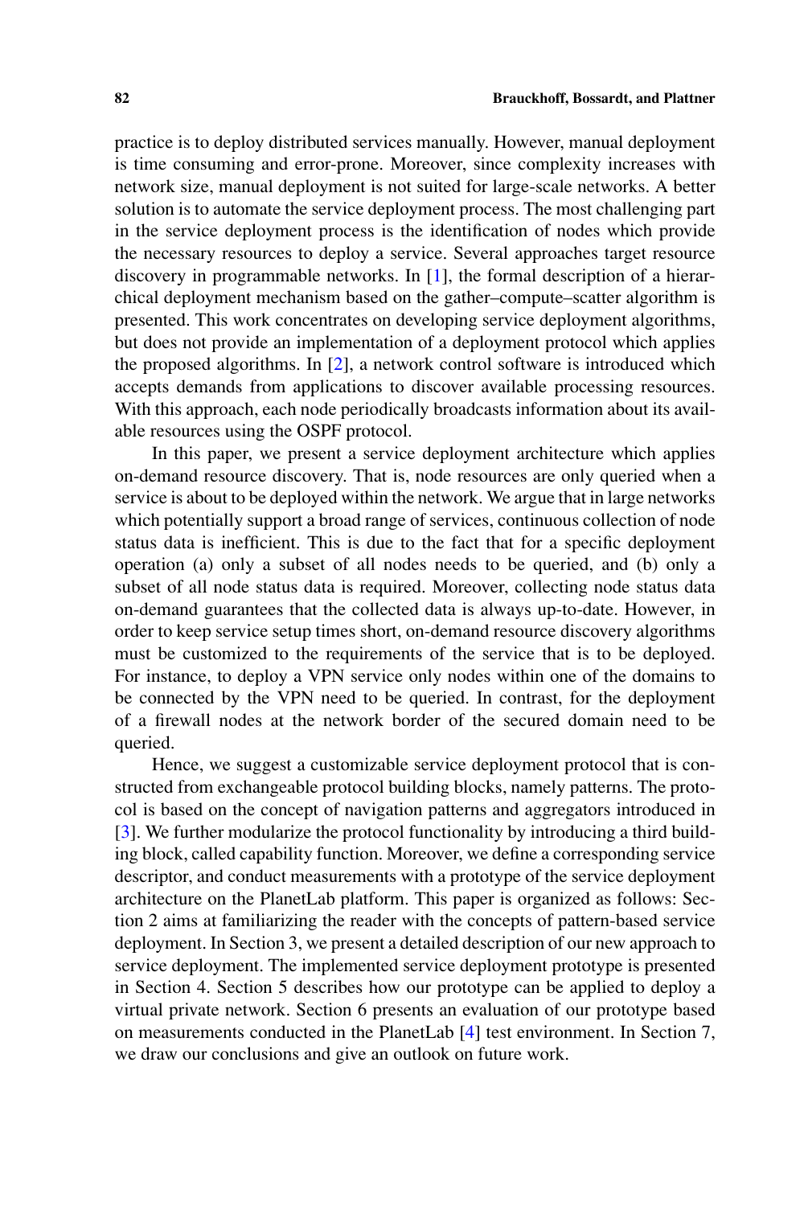practice is to deploy distributed services manually. However, manual deployment is time consuming and error-prone. Moreover, since complexity increases with network size, manual deployment is not suited for large-scale networks. A better solution is to automate the service deployment process. The most challenging part in the service deployment process is the identification of nodes which provide the necessary resources to deploy a service. Several approaches target resource discovery in programmable networks. In [1], the formal description of a hierarchical deployment mechanism based on the gather–compute–scatter algorithm is presented. This work concentrates on developing service deployment algorithms, but does not provide an implementation of a deployment protocol which applies the proposed algorithms. In [2], a network control software is introduced which accepts demands from applications to discover available processing resources. With this approach, each node periodically broadcasts information about its available resources using the OSPF protocol.

In this paper, we present a service deployment architecture which applies on-demand resource discovery. That is, node resources are only queried when a service is about to be deployed within the network. We argue that in large networks which potentially support a broad range of services, continuous collection of node status data is inefficient. This is due to the fact that for a specific deployment operation (a) only a subset of all nodes needs to be queried, and (b) only a subset of all node status data is required. Moreover, collecting node status data on-demand guarantees that the collected data is always up-to-date. However, in order to keep service setup times short, on-demand resource discovery algorithms must be customized to the requirements of the service that is to be deployed. For instance, to deploy a VPN service only nodes within one of the domains to be connected by the VPN need to be queried. In contrast, for the deployment of a firewall nodes at the network border of the secured domain need to be queried.

Hence, we suggest a customizable service deployment protocol that is constructed from exchangeable protocol building blocks, namely patterns. The protocol is based on the concept of navigation patterns and aggregators introduced in [3]. We further modularize the protocol functionality by introducing a third building block, called capability function. Moreover, we define a corresponding service descriptor, and conduct measurements with a prototype of the service deployment architecture on the PlanetLab platform. This paper is organized as follows: Section 2 aims at familiarizing the reader with the concepts of pattern-based service deployment. In Section 3, we present a detailed description of our new approach to service deployment. The implemented service deployment prototype is presented in Section 4. Section 5 describes how our prototype can be applied to deploy a virtual private network. Section 6 presents an evaluation of our prototype based on measurements conducted in the PlanetLab [4] test environment. In Section 7, we draw our conclusions and give an outlook on future work.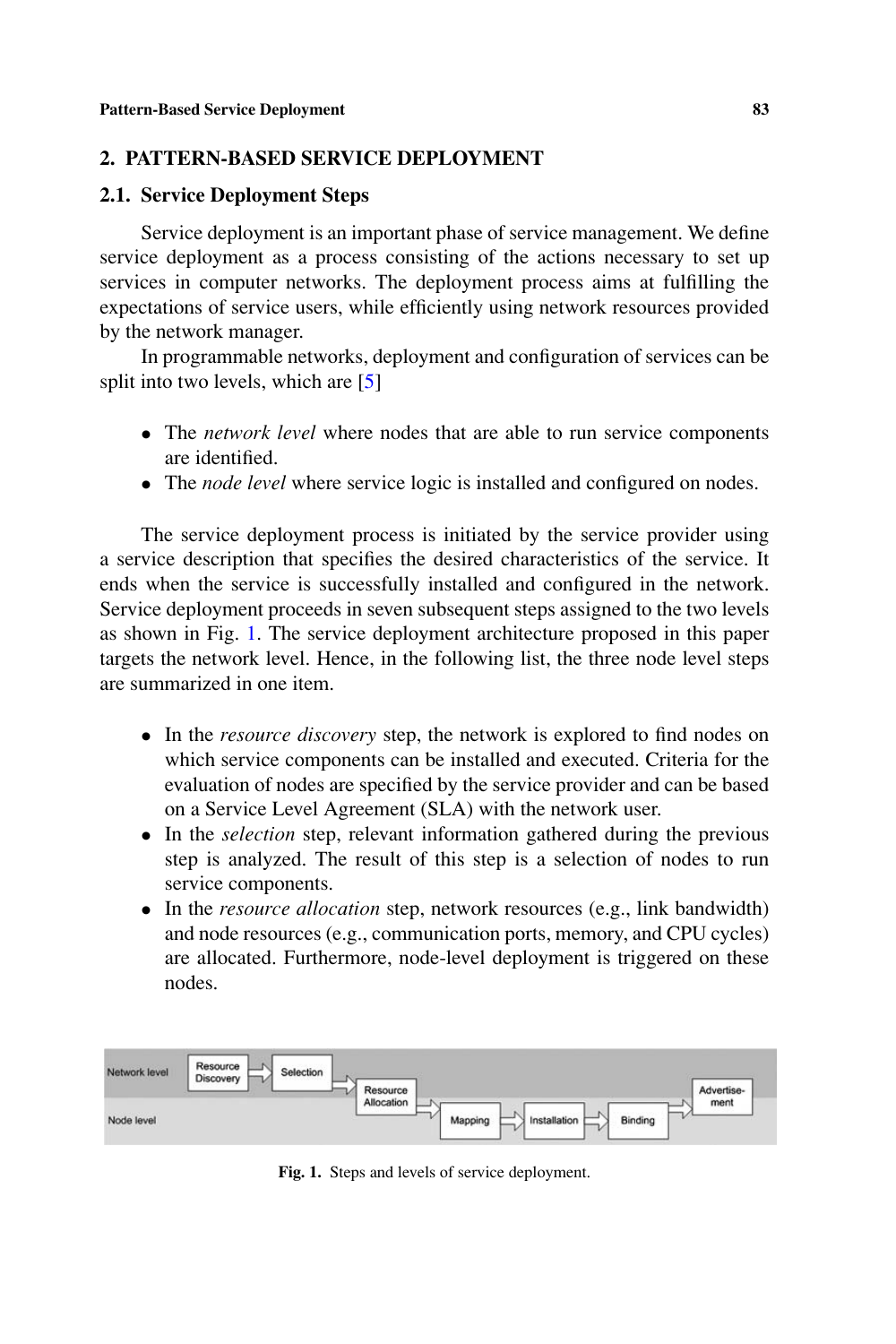## 2. PATTERN-BASED SERVICE DEPLOYMENT

### 2.1. Service Deployment Steps

Service deployment is an important phase of service management. We define service deployment as a process consisting of the actions necessary to set up services in computer networks. The deployment process aims at fulfilling the expectations of service users, while efficiently using network resources provided by the network manager.

In programmable networks, deployment and configuration of services can be split into two levels, which are [5]

- The *network level* where nodes that are able to run service components are identified.
- The *node level* where service logic is installed and configured on nodes.

The service deployment process is initiated by the service provider using a service description that specifies the desired characteristics of the service. It ends when the service is successfully installed and configured in the network. Service deployment proceeds in seven subsequent steps assigned to the two levels as shown in Fig. 1. The service deployment architecture proposed in this paper targets the network level. Hence, in the following list, the three node level steps are summarized in one item.

- In the *resource discovery* step, the network is explored to find nodes on which service components can be installed and executed. Criteria for the evaluation of nodes are specified by the service provider and can be based on a Service Level Agreement (SLA) with the network user.
- In the *selection* step, relevant information gathered during the previous step is analyzed. The result of this step is a selection of nodes to run service components.
- In the *resource allocation* step, network resources (e.g., link bandwidth) and node resources (e.g., communication ports, memory, and CPU cycles) are allocated. Furthermore, node-level deployment is triggered on these nodes.

Network level: Resource Discovery → Selection → Resource Allocation → Advertise-ment

Node level: Mapping → Installation → Binding

**Fig. 1.** Steps and levels of service deployment.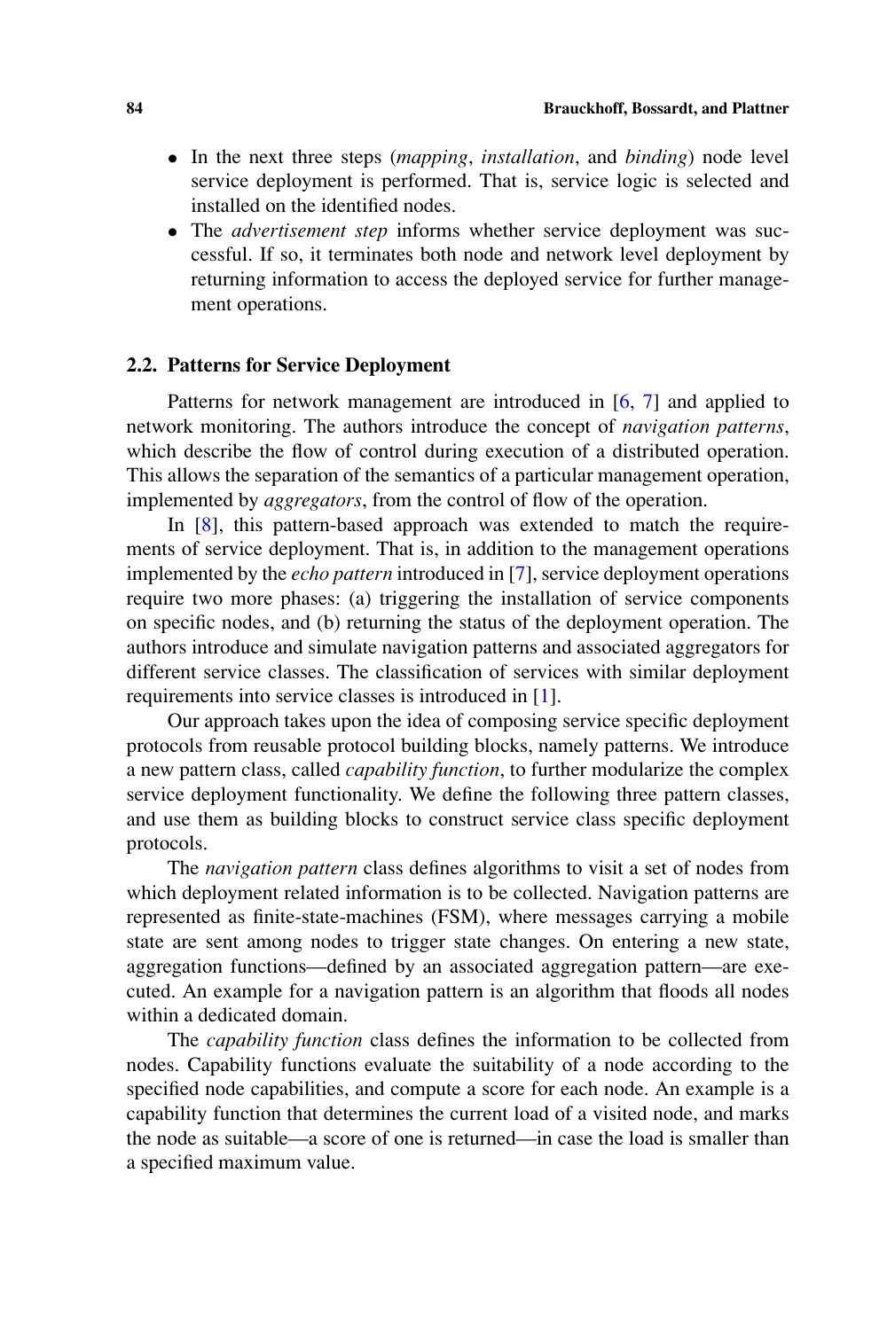- In the next three steps (*mapping*, *installation*, and *binding*) node level service deployment is performed. That is, service logic is selected and installed on the identified nodes.
- The *advertisement step* informs whether service deployment was successful. If so, it terminates both node and network level deployment by returning information to access the deployed service for further management operations.

### 2.2. Patterns for Service Deployment

Patterns for network management are introduced in [6, 7] and applied to network monitoring. The authors introduce the concept of *navigation patterns*, which describe the flow of control during execution of a distributed operation. This allows the separation of the semantics of a particular management operation, implemented by *aggregators*, from the control of flow of the operation.

In [8], this pattern-based approach was extended to match the requirements of service deployment. That is, in addition to the management operations implemented by the *echo pattern* introduced in [7], service deployment operations require two more phases: (a) triggering the installation of service components on specific nodes, and (b) returning the status of the deployment operation. The authors introduce and simulate navigation patterns and associated aggregators for different service classes. The classification of services with similar deployment requirements into service classes is introduced in [1].

Our approach takes upon the idea of composing service specific deployment protocols from reusable protocol building blocks, namely patterns. We introduce a new pattern class, called *capability function*, to further modularize the complex service deployment functionality. We define the following three pattern classes, and use them as building blocks to construct service class specific deployment protocols.

The *navigation pattern* class defines algorithms to visit a set of nodes from which deployment related information is to be collected. Navigation patterns are represented as finite-state-machines (FSM), where messages carrying a mobile state are sent among nodes to trigger state changes. On entering a new state, aggregation functions—defined by an associated aggregation pattern—are executed. An example for a navigation pattern is an algorithm that floods all nodes within a dedicated domain.

The *capability function* class defines the information to be collected from nodes. Capability functions evaluate the suitability of a node according to the specified node capabilities, and compute a score for each node. An example is a capability function that determines the current load of a visited node, and marks the node as suitable—a score of one is returned—in case the load is smaller than a specified maximum value.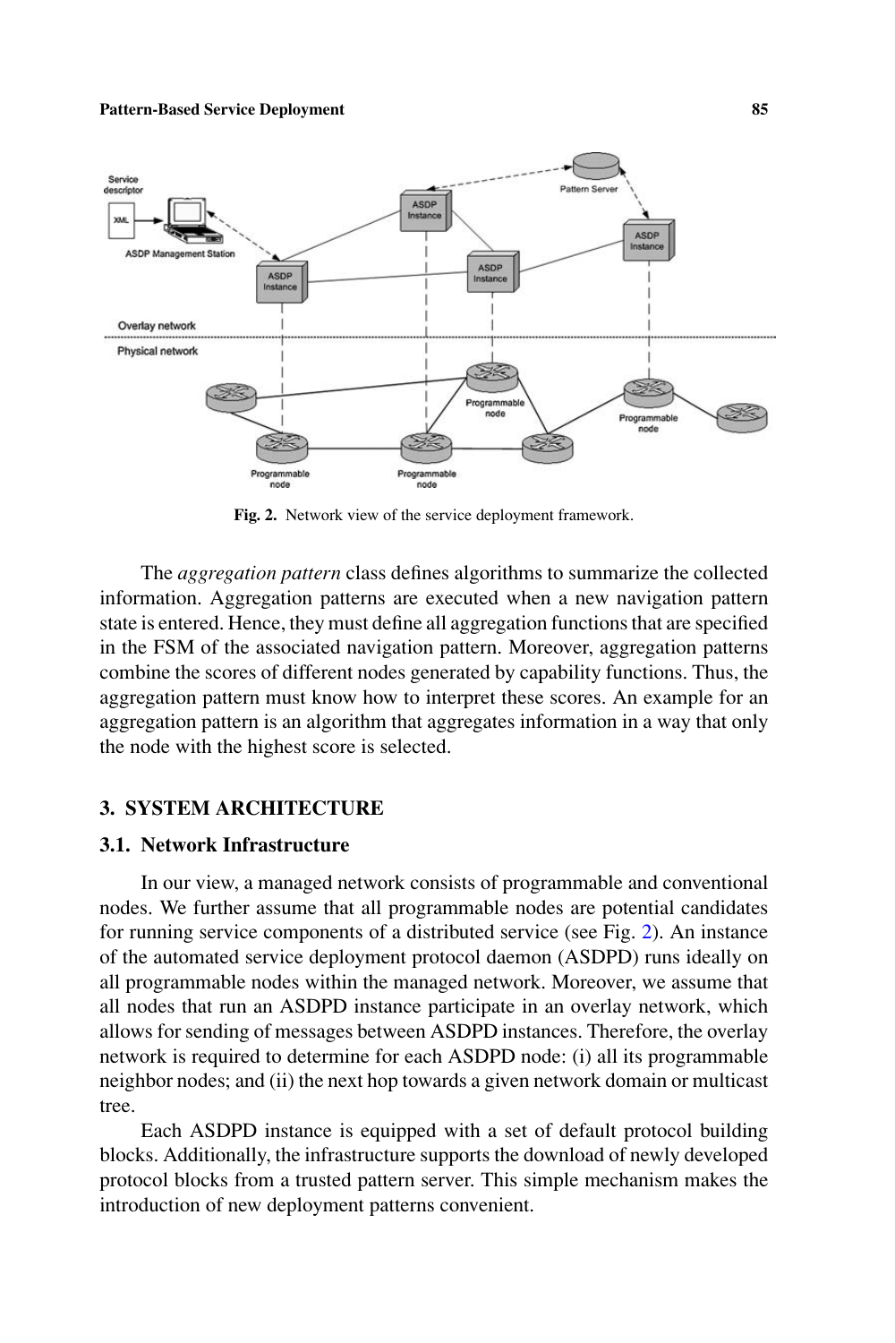Fig. 2. Network view of the service deployment framework.

The *aggregation pattern* class defines algorithms to summarize the collected information. Aggregation patterns are executed when a new navigation pattern state is entered. Hence, they must define all aggregation functions that are specified in the FSM of the associated navigation pattern. Moreover, aggregation patterns combine the scores of different nodes generated by capability functions. Thus, the aggregation pattern must know how to interpret these scores. An example for an aggregation pattern is an algorithm that aggregates information in a way that only the node with the highest score is selected.

## 3. SYSTEM ARCHITECTURE

### 3.1. Network Infrastructure

In our view, a managed network consists of programmable and conventional nodes. We further assume that all programmable nodes are potential candidates for running service components of a distributed service (see Fig. 2). An instance of the automated service deployment protocol daemon (ASDPD) runs ideally on all programmable nodes within the managed network. Moreover, we assume that all nodes that run an ASDPD instance participate in an overlay network, which allows for sending of messages between ASDPD instances. Therefore, the overlay network is required to determine for each ASDPD node: (i) all its programmable neighbor nodes; and (ii) the next hop towards a given network domain or multicast tree.

Each ASDPD instance is equipped with a set of default protocol building blocks. Additionally, the infrastructure supports the download of newly developed protocol blocks from a trusted pattern server. This simple mechanism makes the introduction of new deployment patterns convenient.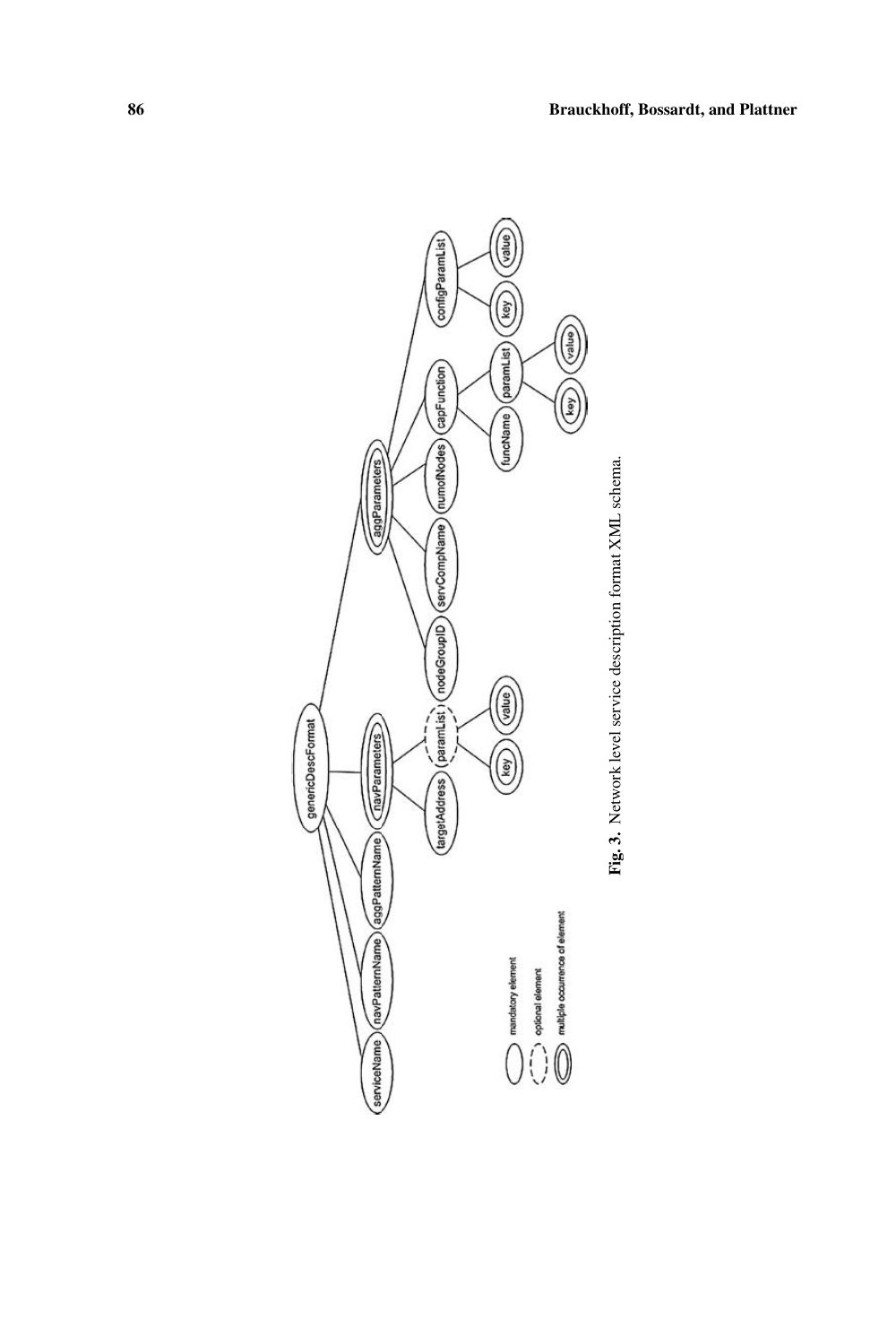**Fig. 3.** Network level service description format XML schema.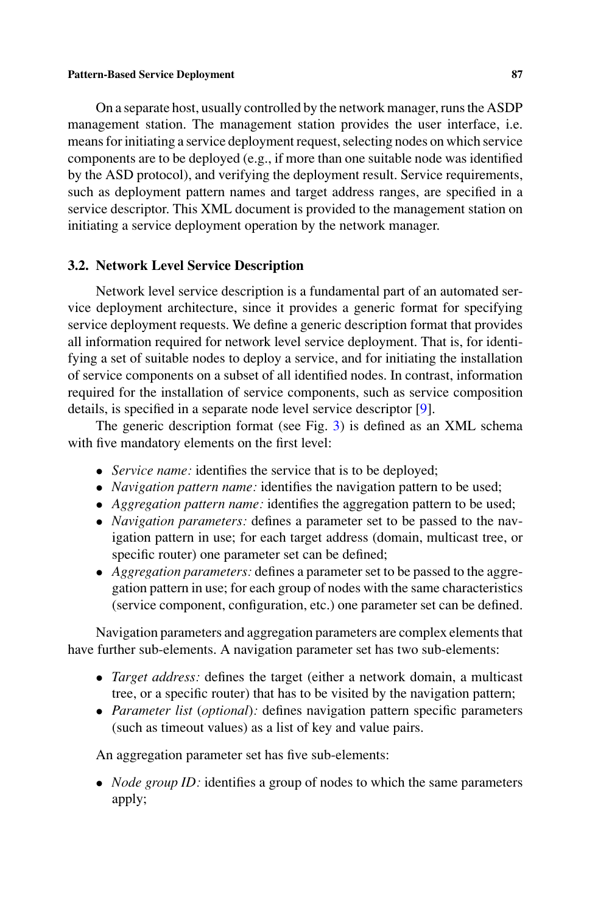On a separate host, usually controlled by the network manager, runs the ASDP management station. The management station provides the user interface, i.e. means for initiating a service deployment request, selecting nodes on which service components are to be deployed (e.g., if more than one suitable node was identified by the ASD protocol), and verifying the deployment result. Service requirements, such as deployment pattern names and target address ranges, are specified in a service descriptor. This XML document is provided to the management station on initiating a service deployment operation by the network manager.

### 3.2. Network Level Service Description

Network level service description is a fundamental part of an automated service deployment architecture, since it provides a generic format for specifying service deployment requests. We define a generic description format that provides all information required for network level service deployment. That is, for identifying a set of suitable nodes to deploy a service, and for initiating the installation of service components on a subset of all identified nodes. In contrast, information required for the installation of service components, such as service composition details, is specified in a separate node level service descriptor [9].

The generic description format (see Fig. 3) is defined as an XML schema with five mandatory elements on the first level:

- *Service name:* identifies the service that is to be deployed;
- *Navigation pattern name:* identifies the navigation pattern to be used;
- *Aggregation pattern name:* identifies the aggregation pattern to be used;
- *Navigation parameters:* defines a parameter set to be passed to the navigation pattern in use; for each target address (domain, multicast tree, or specific router) one parameter set can be defined;
- *Aggregation parameters:* defines a parameter set to be passed to the aggregation pattern in use; for each group of nodes with the same characteristics (service component, configuration, etc.) one parameter set can be defined.

Navigation parameters and aggregation parameters are complex elements that have further sub-elements. A navigation parameter set has two sub-elements:

- *Target address:* defines the target (either a network domain, a multicast tree, or a specific router) that has to be visited by the navigation pattern;
- *Parameter list* (*optional*)*:* defines navigation pattern specific parameters (such as timeout values) as a list of key and value pairs.

An aggregation parameter set has five sub-elements:

- *Node group ID:* identifies a group of nodes to which the same parameters apply;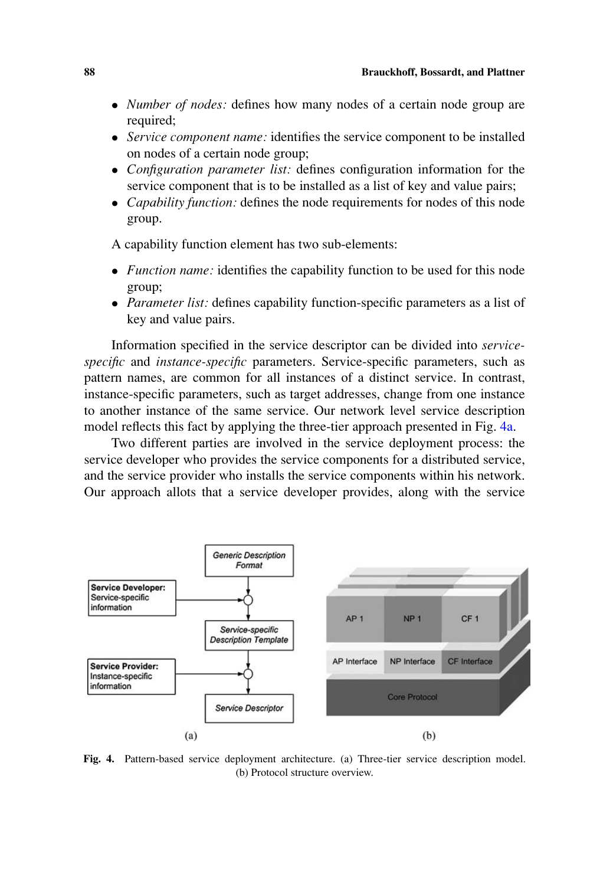- *Number of nodes:* defines how many nodes of a certain node group are required;
- *Service component name:* identifies the service component to be installed on nodes of a certain node group;
- *Configuration parameter list:* defines configuration information for the service component that is to be installed as a list of key and value pairs;
- *Capability function:* defines the node requirements for nodes of this node group.

A capability function element has two sub-elements:

- *Function name:* identifies the capability function to be used for this node group;
- *Parameter list:* defines capability function-specific parameters as a list of key and value pairs.

Information specified in the service descriptor can be divided into *service-specific* and *instance-specific* parameters. Service-specific parameters, such as pattern names, are common for all instances of a distinct service. In contrast, instance-specific parameters, such as target addresses, change from one instance to another instance of the same service. Our network level service description model reflects this fact by applying the three-tier approach presented in Fig. 4a.

Two different parties are involved in the service deployment process: the service developer who provides the service components for a distributed service, and the service provider who installs the service components within his network. Our approach allots that a service developer provides, along with the service

**Fig. 4.** Pattern-based service deployment architecture. (a) Three-tier service description model. (b) Protocol structure overview.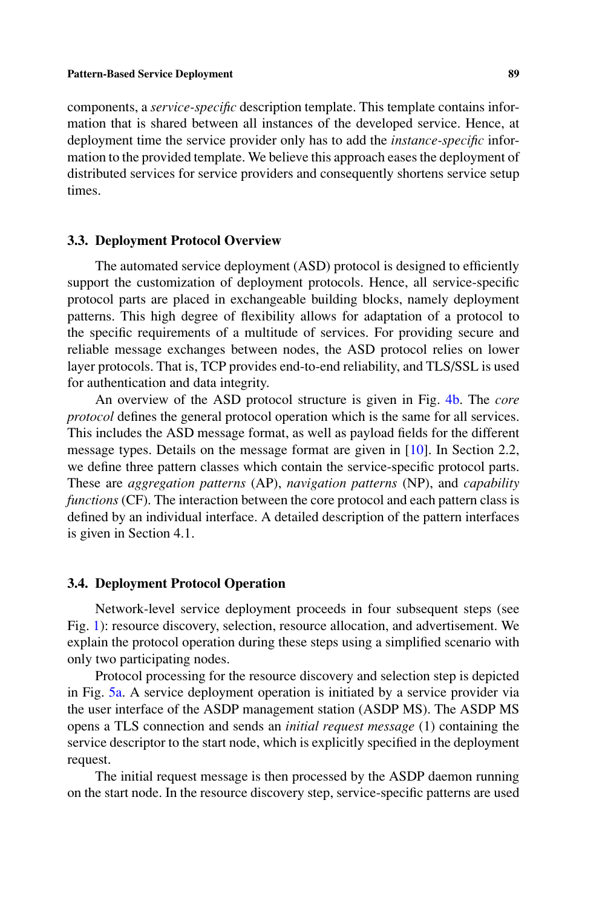components, a *service-specific* description template. This template contains information that is shared between all instances of the developed service. Hence, at deployment time the service provider only has to add the *instance-specific* information to the provided template. We believe this approach eases the deployment of distributed services for service providers and consequently shortens service setup times.

### 3.3. Deployment Protocol Overview

The automated service deployment (ASD) protocol is designed to efficiently support the customization of deployment protocols. Hence, all service-specific protocol parts are placed in exchangeable building blocks, namely deployment patterns. This high degree of flexibility allows for adaptation of a protocol to the specific requirements of a multitude of services. For providing secure and reliable message exchanges between nodes, the ASD protocol relies on lower layer protocols. That is, TCP provides end-to-end reliability, and TLS/SSL is used for authentication and data integrity.

An overview of the ASD protocol structure is given in Fig. 4b. The *core protocol* defines the general protocol operation which is the same for all services. This includes the ASD message format, as well as payload fields for the different message types. Details on the message format are given in [10]. In Section 2.2, we define three pattern classes which contain the service-specific protocol parts. These are *aggregation patterns* (AP), *navigation patterns* (NP), and *capability functions* (CF). The interaction between the core protocol and each pattern class is defined by an individual interface. A detailed description of the pattern interfaces is given in Section 4.1.

### 3.4. Deployment Protocol Operation

Network-level service deployment proceeds in four subsequent steps (see Fig. 1): resource discovery, selection, resource allocation, and advertisement. We explain the protocol operation during these steps using a simplified scenario with only two participating nodes.

Protocol processing for the resource discovery and selection step is depicted in Fig. 5a. A service deployment operation is initiated by a service provider via the user interface of the ASDP management station (ASDP MS). The ASDP MS opens a TLS connection and sends an *initial request message* (1) containing the service descriptor to the start node, which is explicitly specified in the deployment request.

The initial request message is then processed by the ASDP daemon running on the start node. In the resource discovery step, service-specific patterns are used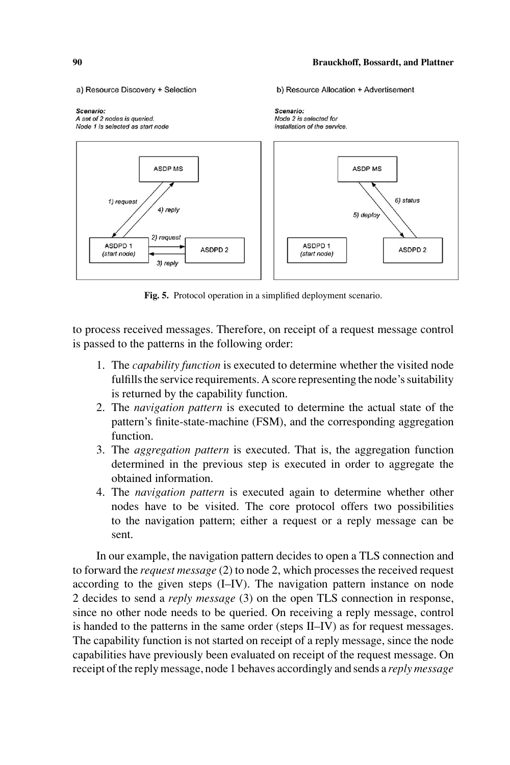a) Resource Discovery + Selection

*Scenario:*
*A set of 2 nodes is queried.*
*Node 1 is selected as start node*

b) Resource Allocation + Advertisement

*Scenario:*
*Node 2 is selected for installation of the service.*

**Fig. 5.** Protocol operation in a simplified deployment scenario.

to process received messages. Therefore, on receipt of a request message control is passed to the patterns in the following order:

1. The *capability function* is executed to determine whether the visited node fulfills the service requirements. A score representing the node's suitability is returned by the capability function.
2. The *navigation pattern* is executed to determine the actual state of the pattern's finite-state-machine (FSM), and the corresponding aggregation function.
3. The *aggregation pattern* is executed. That is, the aggregation function determined in the previous step is executed in order to aggregate the obtained information.
4. The *navigation pattern* is executed again to determine whether other nodes have to be visited. The core protocol offers two possibilities to the navigation pattern; either a request or a reply message can be sent.

In our example, the navigation pattern decides to open a TLS connection and to forward the *request message* (2) to node 2, which processes the received request according to the given steps (I–IV). The navigation pattern instance on node 2 decides to send a *reply message* (3) on the open TLS connection in response, since no other node needs to be queried. On receiving a reply message, control is handed to the patterns in the same order (steps II–IV) as for request messages. The capability function is not started on receipt of a reply message, since the node capabilities have previously been evaluated on receipt of the request message. On receipt of the reply message, node 1 behaves accordingly and sends a *reply message*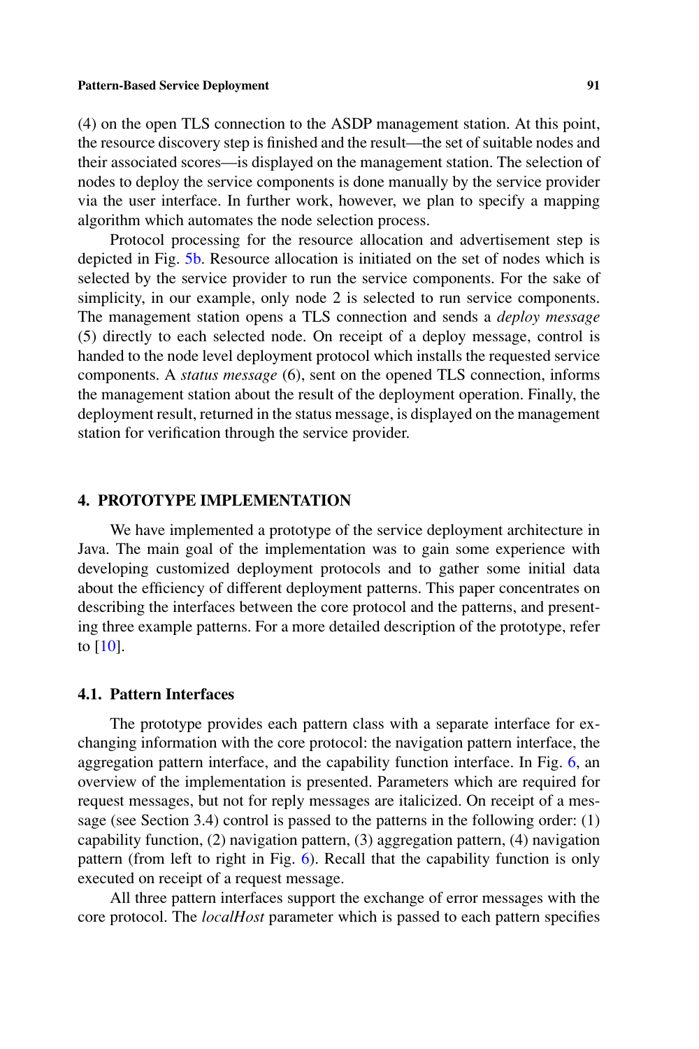(4) on the open TLS connection to the ASDP management station. At this point, the resource discovery step is finished and the result—the set of suitable nodes and their associated scores—is displayed on the management station. The selection of nodes to deploy the service components is done manually by the service provider via the user interface. In further work, however, we plan to specify a mapping algorithm which automates the node selection process.

Protocol processing for the resource allocation and advertisement step is depicted in Fig. 5b. Resource allocation is initiated on the set of nodes which is selected by the service provider to run the service components. For the sake of simplicity, in our example, only node 2 is selected to run service components. The management station opens a TLS connection and sends a *deploy message* (5) directly to each selected node. On receipt of a deploy message, control is handed to the node level deployment protocol which installs the requested service components. A *status message* (6), sent on the opened TLS connection, informs the management station about the result of the deployment operation. Finally, the deployment result, returned in the status message, is displayed on the management station for verification through the service provider.

## 4. PROTOTYPE IMPLEMENTATION

We have implemented a prototype of the service deployment architecture in Java. The main goal of the implementation was to gain some experience with developing customized deployment protocols and to gather some initial data about the efficiency of different deployment patterns. This paper concentrates on describing the interfaces between the core protocol and the patterns, and presenting three example patterns. For a more detailed description of the prototype, refer to [10].

### 4.1. Pattern Interfaces

The prototype provides each pattern class with a separate interface for exchanging information with the core protocol: the navigation pattern interface, the aggregation pattern interface, and the capability function interface. In Fig. 6, an overview of the implementation is presented. Parameters which are required for request messages, but not for reply messages are italicized. On receipt of a message (see Section 3.4) control is passed to the patterns in the following order: (1) capability function, (2) navigation pattern, (3) aggregation pattern, (4) navigation pattern (from left to right in Fig. 6). Recall that the capability function is only executed on receipt of a request message.

All three pattern interfaces support the exchange of error messages with the core protocol. The *localHost* parameter which is passed to each pattern specifies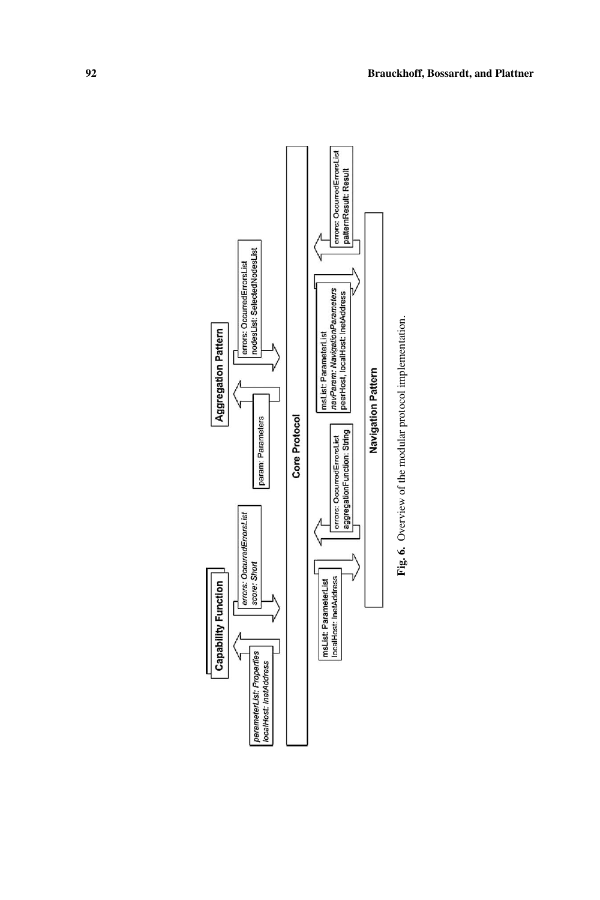**Fig. 6.** Overview of the modular protocol implementation.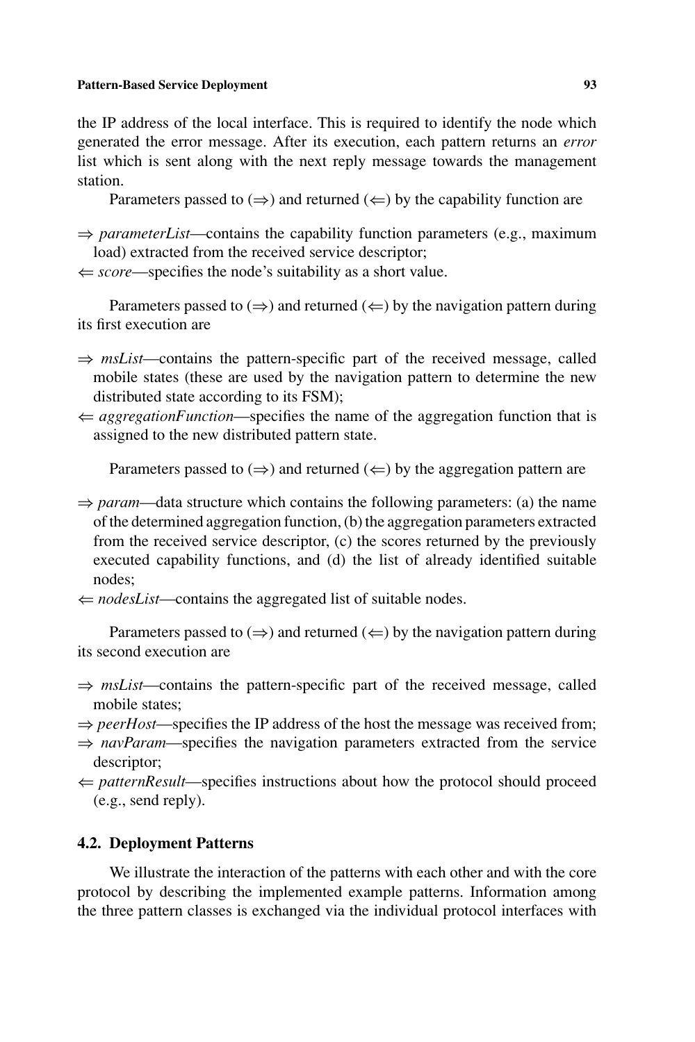the IP address of the local interface. This is required to identify the node which generated the error message. After its execution, each pattern returns an *error* list which is sent along with the next reply message towards the management station.

Parameters passed to (⇒) and returned (⇐) by the capability function are

⇒ *parameterList*—contains the capability function parameters (e.g., maximum load) extracted from the received service descriptor;
⇐ *score*—specifies the node's suitability as a short value.

Parameters passed to (⇒) and returned (⇐) by the navigation pattern during its first execution are

⇒ *msList*—contains the pattern-specific part of the received message, called mobile states (these are used by the navigation pattern to determine the new distributed state according to its FSM);
⇐ *aggregationFunction*—specifies the name of the aggregation function that is assigned to the new distributed pattern state.

Parameters passed to (⇒) and returned (⇐) by the aggregation pattern are

⇒ *param*—data structure which contains the following parameters: (a) the name of the determined aggregation function, (b) the aggregation parameters extracted from the received service descriptor, (c) the scores returned by the previously executed capability functions, and (d) the list of already identified suitable nodes;
⇐ *nodesList*—contains the aggregated list of suitable nodes.

Parameters passed to (⇒) and returned (⇐) by the navigation pattern during its second execution are

⇒ *msList*—contains the pattern-specific part of the received message, called mobile states;
⇒ *peerHost*—specifies the IP address of the host the message was received from;
⇒ *navParam*—specifies the navigation parameters extracted from the service descriptor;
⇐ *patternResult*—specifies instructions about how the protocol should proceed (e.g., send reply).

### 4.2. Deployment Patterns

We illustrate the interaction of the patterns with each other and with the core protocol by describing the implemented example patterns. Information among the three pattern classes is exchanged via the individual protocol interfaces with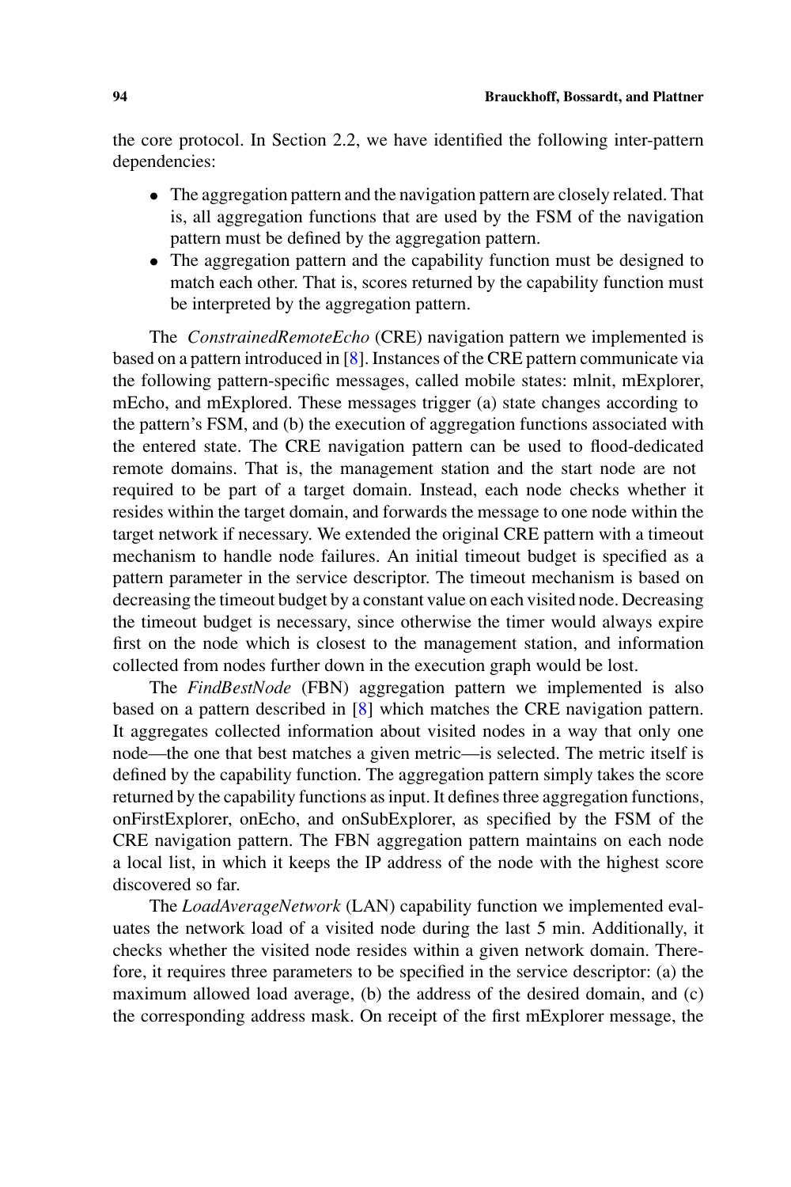the core protocol. In Section 2.2, we have identified the following inter-pattern dependencies:

- The aggregation pattern and the navigation pattern are closely related. That is, all aggregation functions that are used by the FSM of the navigation pattern must be defined by the aggregation pattern.
- The aggregation pattern and the capability function must be designed to match each other. That is, scores returned by the capability function must be interpreted by the aggregation pattern.

The *ConstrainedRemoteEcho* (CRE) navigation pattern we implemented is based on a pattern introduced in [8]. Instances of the CRE pattern communicate via the following pattern-specific messages, called mobile states: mInit, mExplorer, mEcho, and mExplored. These messages trigger (a) state changes according to the pattern's FSM, and (b) the execution of aggregation functions associated with the entered state. The CRE navigation pattern can be used to flood-dedicated remote domains. That is, the management station and the start node are not required to be part of a target domain. Instead, each node checks whether it resides within the target domain, and forwards the message to one node within the target network if necessary. We extended the original CRE pattern with a timeout mechanism to handle node failures. An initial timeout budget is specified as a pattern parameter in the service descriptor. The timeout mechanism is based on decreasing the timeout budget by a constant value on each visited node. Decreasing the timeout budget is necessary, since otherwise the timer would always expire first on the node which is closest to the management station, and information collected from nodes further down in the execution graph would be lost.

The *FindBestNode* (FBN) aggregation pattern we implemented is also based on a pattern described in [8] which matches the CRE navigation pattern. It aggregates collected information about visited nodes in a way that only one node—the one that best matches a given metric—is selected. The metric itself is defined by the capability function. The aggregation pattern simply takes the score returned by the capability functions as input. It defines three aggregation functions, onFirstExplorer, onEcho, and onSubExplorer, as specified by the FSM of the CRE navigation pattern. The FBN aggregation pattern maintains on each node a local list, in which it keeps the IP address of the node with the highest score discovered so far.

The *LoadAverageNetwork* (LAN) capability function we implemented evaluates the network load of a visited node during the last 5 min. Additionally, it checks whether the visited node resides within a given network domain. Therefore, it requires three parameters to be specified in the service descriptor: (a) the maximum allowed load average, (b) the address of the desired domain, and (c) the corresponding address mask. On receipt of the first mExplorer message, the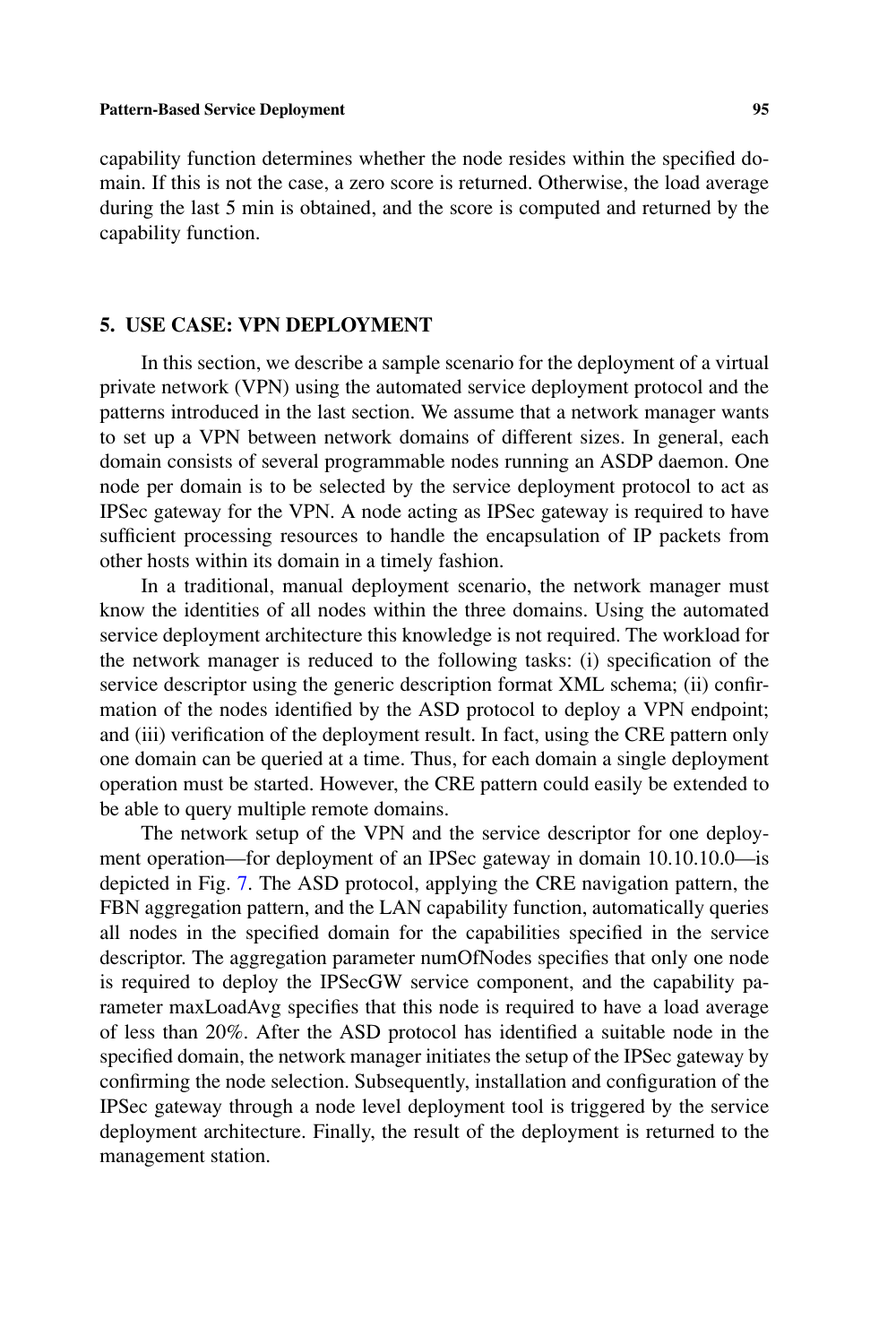capability function determines whether the node resides within the specified domain. If this is not the case, a zero score is returned. Otherwise, the load average during the last 5 min is obtained, and the score is computed and returned by the capability function.

## 5. USE CASE: VPN DEPLOYMENT

In this section, we describe a sample scenario for the deployment of a virtual private network (VPN) using the automated service deployment protocol and the patterns introduced in the last section. We assume that a network manager wants to set up a VPN between network domains of different sizes. In general, each domain consists of several programmable nodes running an ASDP daemon. One node per domain is to be selected by the service deployment protocol to act as IPSec gateway for the VPN. A node acting as IPSec gateway is required to have sufficient processing resources to handle the encapsulation of IP packets from other hosts within its domain in a timely fashion.

In a traditional, manual deployment scenario, the network manager must know the identities of all nodes within the three domains. Using the automated service deployment architecture this knowledge is not required. The workload for the network manager is reduced to the following tasks: (i) specification of the service descriptor using the generic description format XML schema; (ii) confirmation of the nodes identified by the ASD protocol to deploy a VPN endpoint; and (iii) verification of the deployment result. In fact, using the CRE pattern only one domain can be queried at a time. Thus, for each domain a single deployment operation must be started. However, the CRE pattern could easily be extended to be able to query multiple remote domains.

The network setup of the VPN and the service descriptor for one deployment operation—for deployment of an IPSec gateway in domain 10.10.10.0—is depicted in Fig. 7. The ASD protocol, applying the CRE navigation pattern, the FBN aggregation pattern, and the LAN capability function, automatically queries all nodes in the specified domain for the capabilities specified in the service descriptor. The aggregation parameter numOfNodes specifies that only one node is required to deploy the IPSecGW service component, and the capability parameter maxLoadAvg specifies that this node is required to have a load average of less than 20%. After the ASD protocol has identified a suitable node in the specified domain, the network manager initiates the setup of the IPSec gateway by confirming the node selection. Subsequently, installation and configuration of the IPSec gateway through a node level deployment tool is triggered by the service deployment architecture. Finally, the result of the deployment is returned to the management station.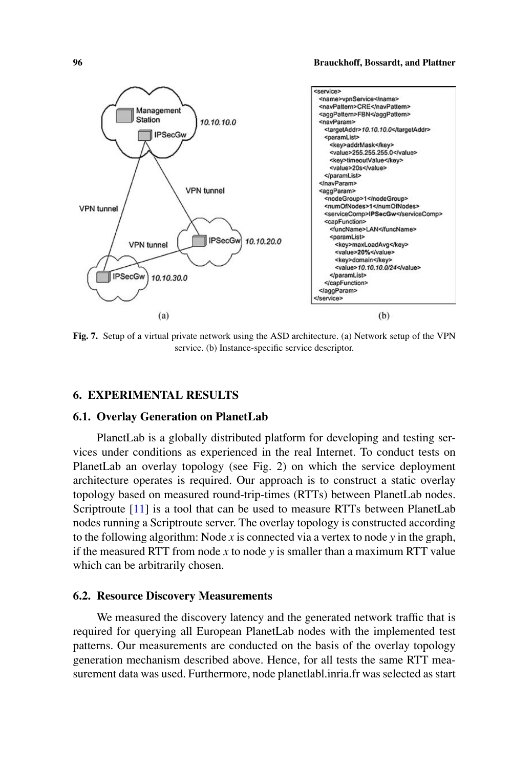```
<service>
  <name>vpnService</name>
  <navPattern>CRE</navPattern>
  <aggPattern>FBN</aggPattern>
  <navParam>
    <targetAddr>10.10.10.0</targetAddr>
    <paramList>
      <key>addrMask</key>
      <value>255.255.255.0</value>
      <key>timeoutValue</key>
      <value>20s</value>
    </paramList>
  </navParam>
  <aggParam>
    <nodeGroup>1</nodeGroup>
    <numOfNodes>1</numOfNodes>
    <serviceComp>IPSecGw</serviceComp>
    <capFunction>
      <funcName>LAN</funcName>
      <paramList>
        <key>maxLoadAvg</key>
        <value>20%</value>
        <key>domain</key>
        <value>10.10.10.0/24</value>
      </paramList>
    </capFunction>
  </aggParam>
</service>
```

**Fig. 7.** Setup of a virtual private network using the ASD architecture. (a) Network setup of the VPN service. (b) Instance-specific service descriptor.

## 6. EXPERIMENTAL RESULTS

### 6.1. Overlay Generation on PlanetLab

PlanetLab is a globally distributed platform for developing and testing services under conditions as experienced in the real Internet. To conduct tests on PlanetLab an overlay topology (see Fig. 2) on which the service deployment architecture operates is required. Our approach is to construct a static overlay topology based on measured round-trip-times (RTTs) between PlanetLab nodes. Scriptroute [11] is a tool that can be used to measure RTTs between PlanetLab nodes running a Scriptroute server. The overlay topology is constructed according to the following algorithm: Node $x$ is connected via a vertex to node $y$ in the graph, if the measured RTT from node $x$ to node $y$ is smaller than a maximum RTT value which can be arbitrarily chosen.

### 6.2. Resource Discovery Measurements

We measured the discovery latency and the generated network traffic that is required for querying all European PlanetLab nodes with the implemented test patterns. Our measurements are conducted on the basis of the overlay topology generation mechanism described above. Hence, for all tests the same RTT measurement data was used. Furthermore, node planetlab1.inria.fr was selected as start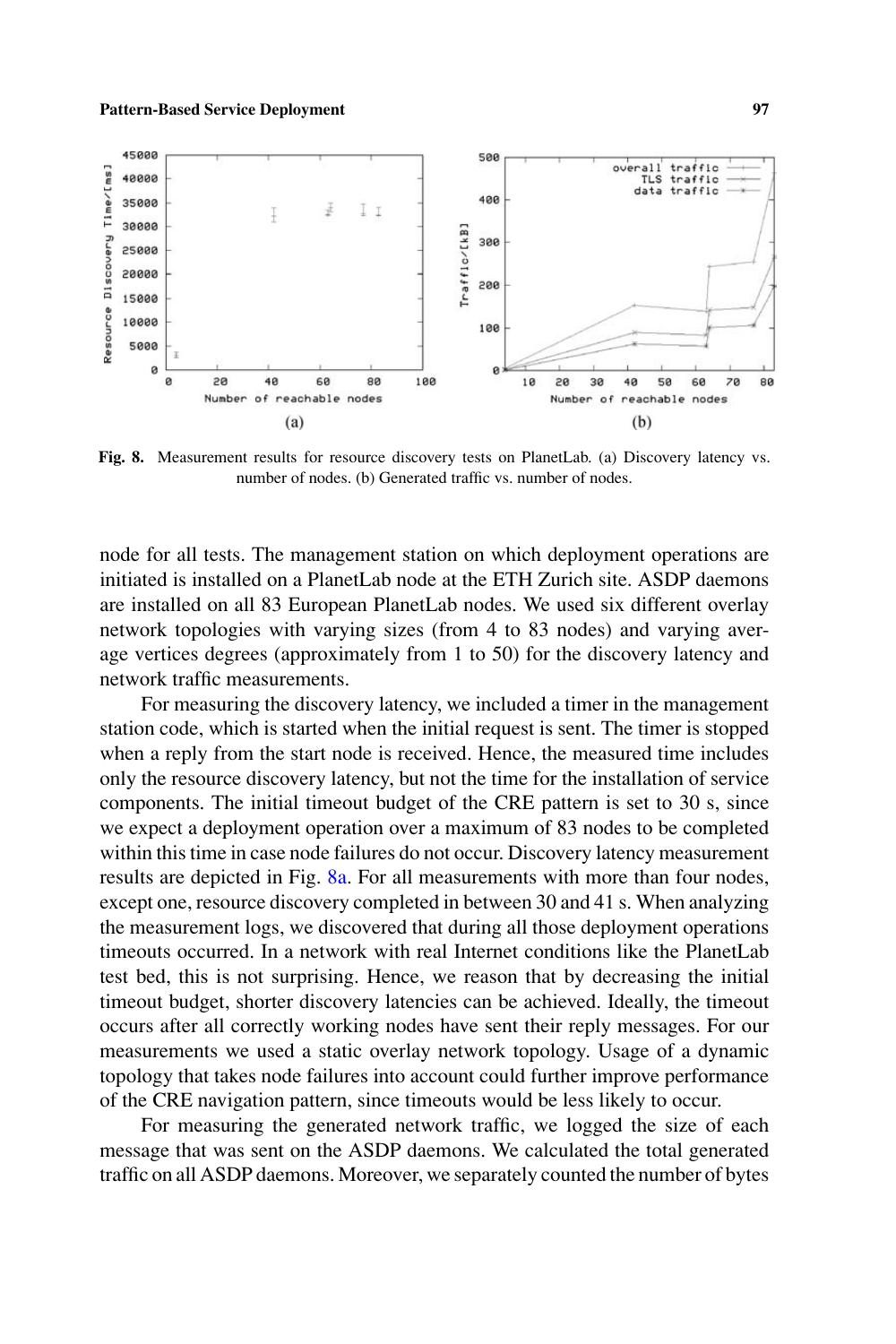Fig. 8. Measurement results for resource discovery tests on PlanetLab. (a) Discovery latency vs. number of nodes. (b) Generated traffic vs. number of nodes.

node for all tests. The management station on which deployment operations are initiated is installed on a PlanetLab node at the ETH Zurich site. ASDP daemons are installed on all 83 European PlanetLab nodes. We used six different overlay network topologies with varying sizes (from 4 to 83 nodes) and varying average vertices degrees (approximately from 1 to 50) for the discovery latency and network traffic measurements.

For measuring the discovery latency, we included a timer in the management station code, which is started when the initial request is sent. The timer is stopped when a reply from the start node is received. Hence, the measured time includes only the resource discovery latency, but not the time for the installation of service components. The initial timeout budget of the CRE pattern is set to 30 s, since we expect a deployment operation over a maximum of 83 nodes to be completed within this time in case node failures do not occur. Discovery latency measurement results are depicted in Fig. 8a. For all measurements with more than four nodes, except one, resource discovery completed in between 30 and 41 s. When analyzing the measurement logs, we discovered that during all those deployment operations timeouts occurred. In a network with real Internet conditions like the PlanetLab test bed, this is not surprising. Hence, we reason that by decreasing the initial timeout budget, shorter discovery latencies can be achieved. Ideally, the timeout occurs after all correctly working nodes have sent their reply messages. For our measurements we used a static overlay network topology. Usage of a dynamic topology that takes node failures into account could further improve performance of the CRE navigation pattern, since timeouts would be less likely to occur.

For measuring the generated network traffic, we logged the size of each message that was sent on the ASDP daemons. We calculated the total generated traffic on all ASDP daemons. Moreover, we separately counted the number of bytes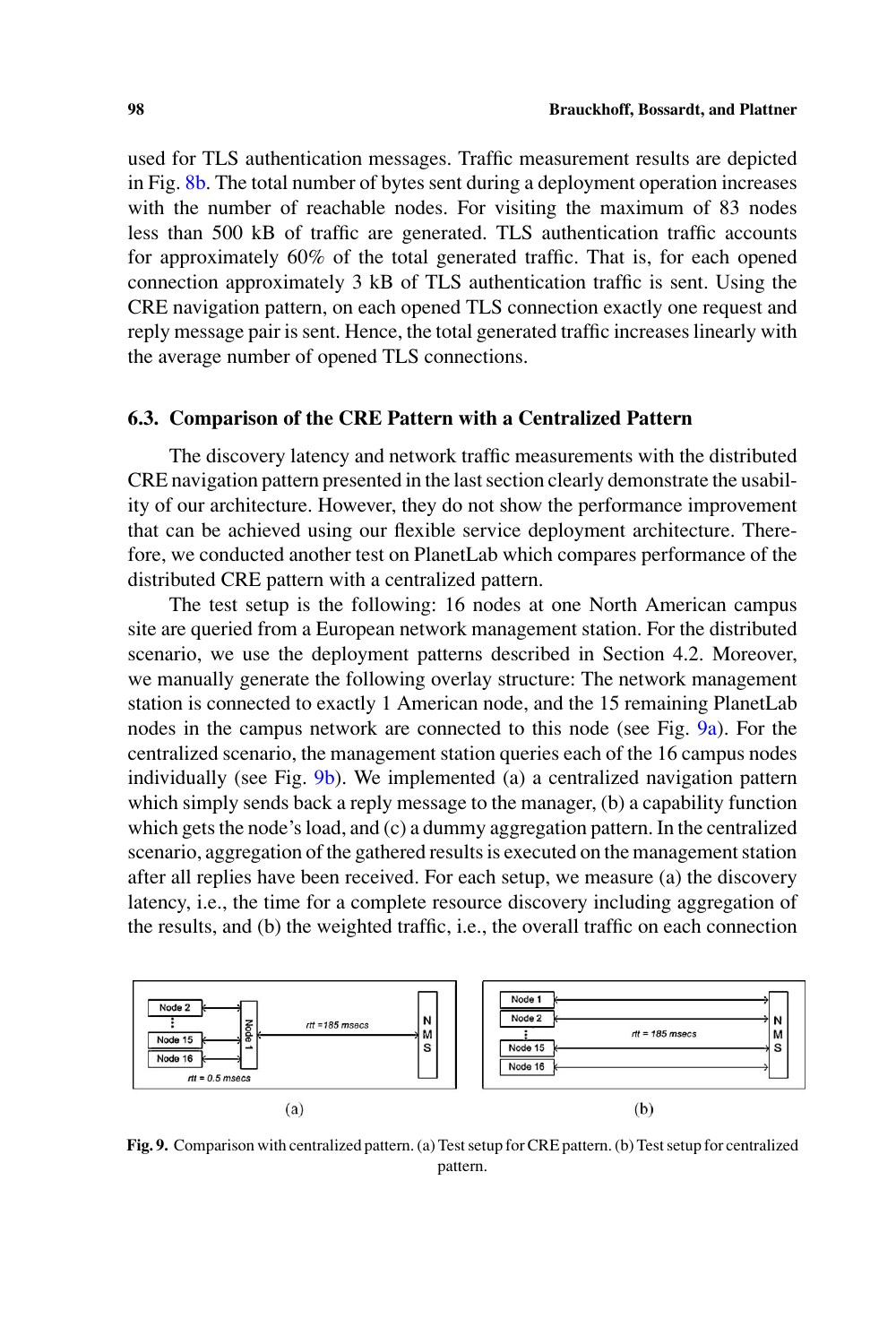used for TLS authentication messages. Traffic measurement results are depicted in Fig. 8b. The total number of bytes sent during a deployment operation increases with the number of reachable nodes. For visiting the maximum of 83 nodes less than 500 kB of traffic are generated. TLS authentication traffic accounts for approximately 60% of the total generated traffic. That is, for each opened connection approximately 3 kB of TLS authentication traffic is sent. Using the CRE navigation pattern, on each opened TLS connection exactly one request and reply message pair is sent. Hence, the total generated traffic increases linearly with the average number of opened TLS connections.

### 6.3. Comparison of the CRE Pattern with a Centralized Pattern

The discovery latency and network traffic measurements with the distributed CRE navigation pattern presented in the last section clearly demonstrate the usability of our architecture. However, they do not show the performance improvement that can be achieved using our flexible service deployment architecture. Therefore, we conducted another test on PlanetLab which compares performance of the distributed CRE pattern with a centralized pattern.

The test setup is the following: 16 nodes at one North American campus site are queried from a European network management station. For the distributed scenario, we use the deployment patterns described in Section 4.2. Moreover, we manually generate the following overlay structure: The network management station is connected to exactly 1 American node, and the 15 remaining PlanetLab nodes in the campus network are connected to this node (see Fig. 9a). For the centralized scenario, the management station queries each of the 16 campus nodes individually (see Fig. 9b). We implemented (a) a centralized navigation pattern which simply sends back a reply message to the manager, (b) a capability function which gets the node's load, and (c) a dummy aggregation pattern. In the centralized scenario, aggregation of the gathered results is executed on the management station after all replies have been received. For each setup, we measure (a) the discovery latency, i.e., the time for a complete resource discovery including aggregation of the results, and (b) the weighted traffic, i.e., the overall traffic on each connection

**Fig. 9.** Comparison with centralized pattern. (a) Test setup for CRE pattern. (b) Test setup for centralized pattern.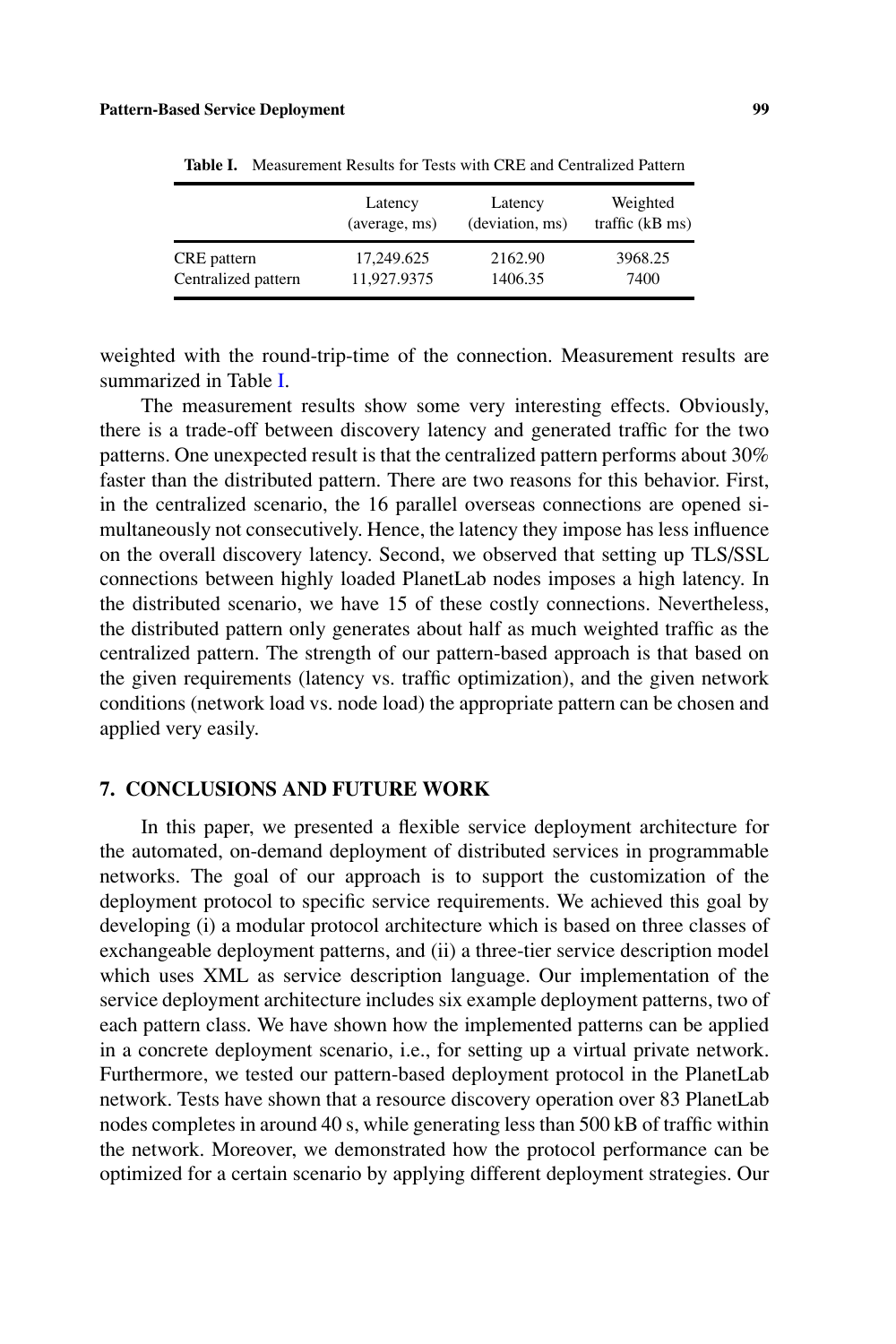**Table I.** Measurement Results for Tests with CRE and Centralized Pattern

| | Latency (average, ms) | Latency (deviation, ms) | Weighted traffic (kB ms) |
|---|---|---|---|
| CRE pattern | 17,249.625 | 2162.90 | 3968.25 |
| Centralized pattern | 11,927.9375 | 1406.35 | 7400 |

weighted with the round-trip-time of the connection. Measurement results are summarized in Table I.

The measurement results show some very interesting effects. Obviously, there is a trade-off between discovery latency and generated traffic for the two patterns. One unexpected result is that the centralized pattern performs about 30% faster than the distributed pattern. There are two reasons for this behavior. First, in the centralized scenario, the 16 parallel overseas connections are opened simultaneously not consecutively. Hence, the latency they impose has less influence on the overall discovery latency. Second, we observed that setting up TLS/SSL connections between highly loaded PlanetLab nodes imposes a high latency. In the distributed scenario, we have 15 of these costly connections. Nevertheless, the distributed pattern only generates about half as much weighted traffic as the centralized pattern. The strength of our pattern-based approach is that based on the given requirements (latency vs. traffic optimization), and the given network conditions (network load vs. node load) the appropriate pattern can be chosen and applied very easily.

## 7. CONCLUSIONS AND FUTURE WORK

In this paper, we presented a flexible service deployment architecture for the automated, on-demand deployment of distributed services in programmable networks. The goal of our approach is to support the customization of the deployment protocol to specific service requirements. We achieved this goal by developing (i) a modular protocol architecture which is based on three classes of exchangeable deployment patterns, and (ii) a three-tier service description model which uses XML as service description language. Our implementation of the service deployment architecture includes six example deployment patterns, two of each pattern class. We have shown how the implemented patterns can be applied in a concrete deployment scenario, i.e., for setting up a virtual private network. Furthermore, we tested our pattern-based deployment protocol in the PlanetLab network. Tests have shown that a resource discovery operation over 83 PlanetLab nodes completes in around 40 s, while generating less than 500 kB of traffic within the network. Moreover, we demonstrated how the protocol performance can be optimized for a certain scenario by applying different deployment strategies. Our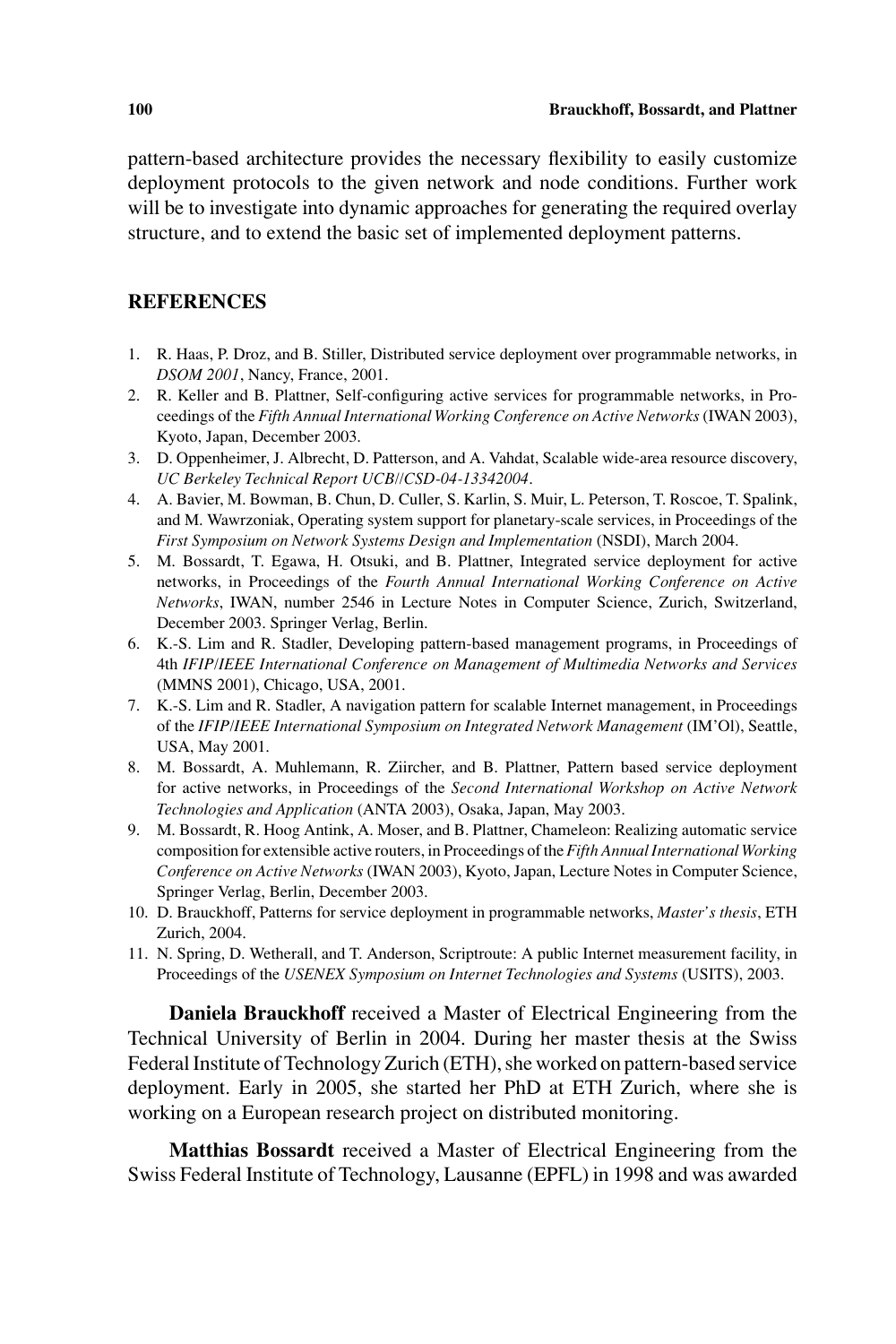pattern-based architecture provides the necessary flexibility to easily customize deployment protocols to the given network and node conditions. Further work will be to investigate into dynamic approaches for generating the required overlay structure, and to extend the basic set of implemented deployment patterns.

## REFERENCES

1. R. Haas, P. Droz, and B. Stiller, Distributed service deployment over programmable networks, in *DSOM 2001*, Nancy, France, 2001.
2. R. Keller and B. Plattner, Self-configuring active services for programmable networks, in Proceedings of the *Fifth Annual International Working Conference on Active Networks* (IWAN 2003), Kyoto, Japan, December 2003.
3. D. Oppenheimer, J. Albrecht, D. Patterson, and A. Vahdat, Scalable wide-area resource discovery, *UC Berkeley Technical Report UCB//CSD-04-13342004*.
4. A. Bavier, M. Bowman, B. Chun, D. Culler, S. Karlin, S. Muir, L. Peterson, T. Roscoe, T. Spalink, and M. Wawrzoniak, Operating system support for planetary-scale services, in Proceedings of the *First Symposium on Network Systems Design and Implementation* (NSDI), March 2004.
5. M. Bossardt, T. Egawa, H. Otsuki, and B. Plattner, Integrated service deployment for active networks, in Proceedings of the *Fourth Annual International Working Conference on Active Networks*, IWAN, number 2546 in Lecture Notes in Computer Science, Zurich, Switzerland, December 2003. Springer Verlag, Berlin.
6. K.-S. Lim and R. Stadler, Developing pattern-based management programs, in Proceedings of 4th *IFIP/IEEE International Conference on Management of Multimedia Networks and Services* (MMNS 2001), Chicago, USA, 2001.
7. K.-S. Lim and R. Stadler, A navigation pattern for scalable Internet management, in Proceedings of the *IFIP/IEEE International Symposium on Integrated Network Management* (IM'Ol), Seattle, USA, May 2001.
8. M. Bossardt, A. Muhlemann, R. Ziircher, and B. Plattner, Pattern based service deployment for active networks, in Proceedings of the *Second International Workshop on Active Network Technologies and Application* (ANTA 2003), Osaka, Japan, May 2003.
9. M. Bossardt, R. Hoog Antink, A. Moser, and B. Plattner, Chameleon: Realizing automatic service composition for extensible active routers, in Proceedings of the *Fifth Annual International Working Conference on Active Networks* (IWAN 2003), Kyoto, Japan, Lecture Notes in Computer Science, Springer Verlag, Berlin, December 2003.
10. D. Brauckhoff, Patterns for service deployment in programmable networks, *Master's thesis*, ETH Zurich, 2004.
11. N. Spring, D. Wetherall, and T. Anderson, Scriptroute: A public Internet measurement facility, in Proceedings of the *USENEX Symposium on Internet Technologies and Systems* (USITS), 2003.

**Daniela Brauckhoff** received a Master of Electrical Engineering from the Technical University of Berlin in 2004. During her master thesis at the Swiss Federal Institute of Technology Zurich (ETH), she worked on pattern-based service deployment. Early in 2005, she started her PhD at ETH Zurich, where she is working on a European research project on distributed monitoring.

**Matthias Bossardt** received a Master of Electrical Engineering from the Swiss Federal Institute of Technology, Lausanne (EPFL) in 1998 and was awarded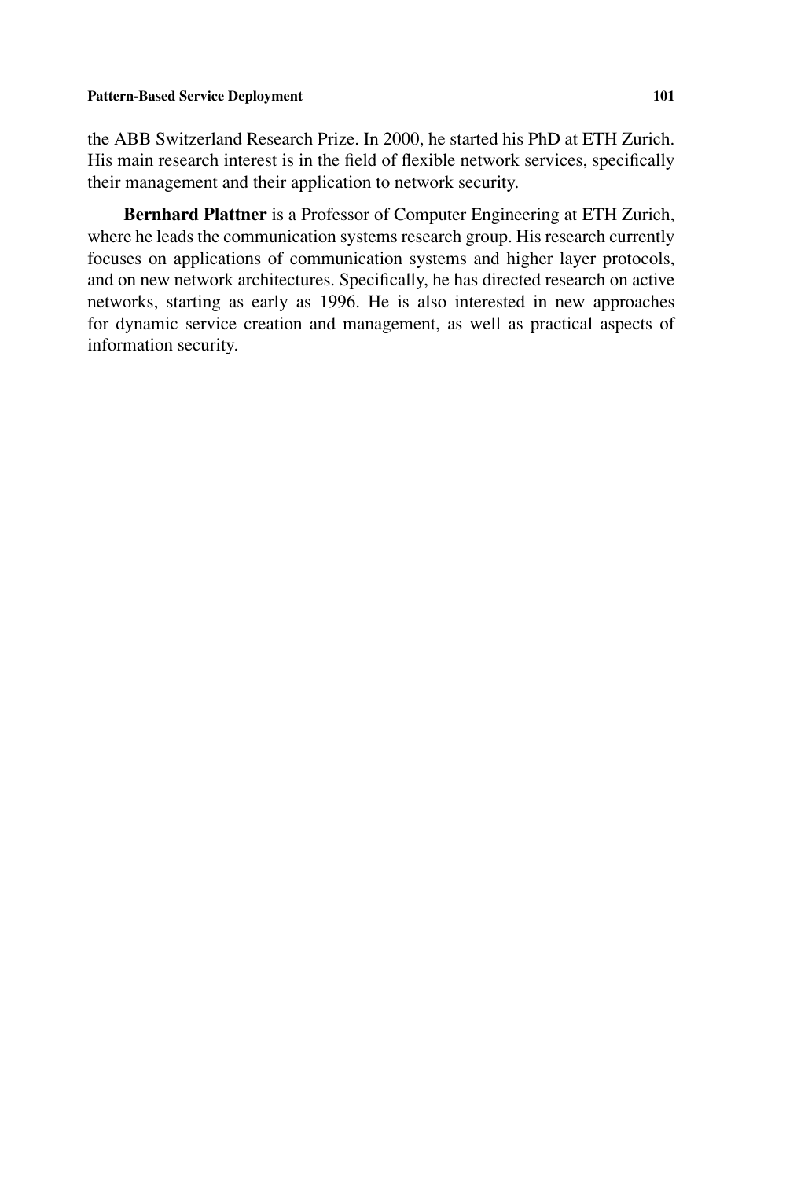the ABB Switzerland Research Prize. In 2000, he started his PhD at ETH Zurich. His main research interest is in the field of flexible network services, specifically their management and their application to network security.

**Bernhard Plattner** is a Professor of Computer Engineering at ETH Zurich, where he leads the communication systems research group. His research currently focuses on applications of communication systems and higher layer protocols, and on new network architectures. Specifically, he has directed research on active networks, starting as early as 1996. He is also interested in new approaches for dynamic service creation and management, as well as practical aspects of information security.